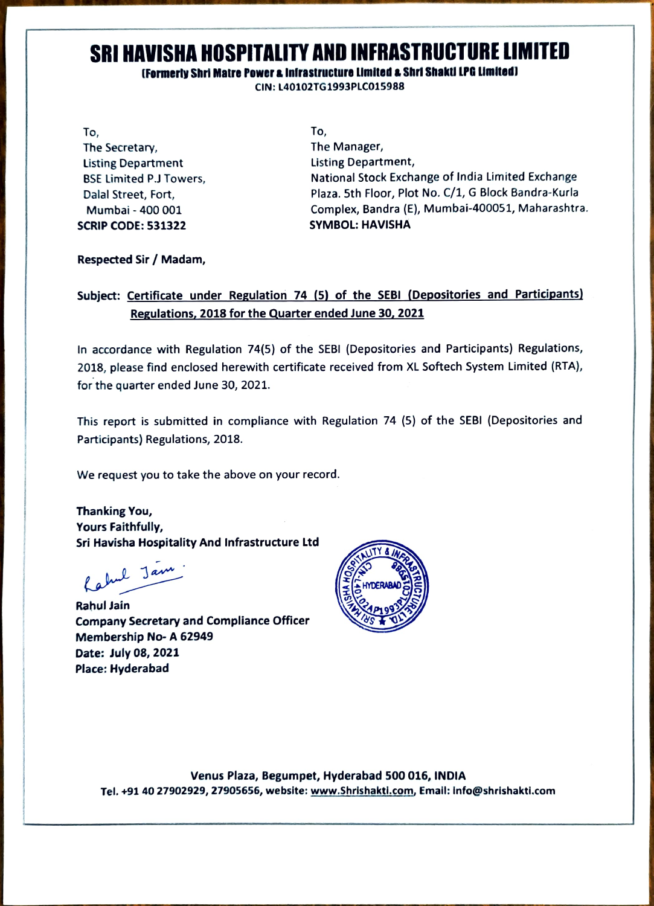# SRI HAVISHA HOSPITALITY AND INFRASTRUCTURE LIMITED

**(Formerly Shri Matre Power & Infrastructure Limited & Shri Shakti LPG Limited)**

**CIN: L40102TG1993PLC015988**

To,
The Secretary,
Listing Department
BSE Limited P.J Towers,
Dalal Street, Fort,
Mumbai - 400 001
**SCRIP CODE: 531322**

To,
The Manager,
Listing Department,
National Stock Exchange of India Limited Exchange Plaza. 5th Floor, Plot No. C/1, G Block Bandra-Kurla Complex, Bandra (E), Mumbai-400051, Maharashtra.
**SYMBOL: HAVISHA**

**Respected Sir / Madam,**

**Subject: Certificate under Regulation 74 (5) of the SEBI (Depositories and Participants) Regulations, 2018 for the Quarter ended June 30, 2021**

In accordance with Regulation 74(5) of the SEBI (Depositories and Participants) Regulations, 2018, please find enclosed herewith certificate received from XL Softech System Limited (RTA), for the quarter ended June 30, 2021.

This report is submitted in compliance with Regulation 74 (5) of the SEBI (Depositories and Participants) Regulations, 2018.

We request you to take the above on your record.

**Thanking You,**
**Yours Faithfully,**
**Sri Havisha Hospitality And Infrastructure Ltd**

Rahul Jain

**Rahul Jain**
**Company Secretary and Compliance Officer**
**Membership No- A 62949**
**Date: July 08, 2021**
**Place: Hyderabad**

**Venus Plaza, Begumpet, Hyderabad 500 016, INDIA**
**Tel. +91 40 27902929, 27905656, website: www.Shrishakti.com, Email: info@shrishakti.com**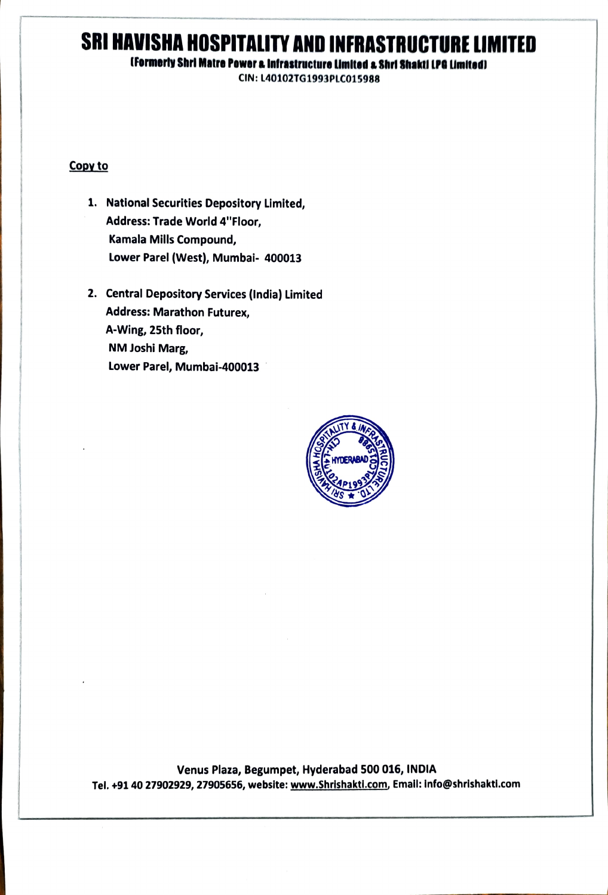# SRI HAVISHA HOSPITALITY AND INFRASTRUCTURE LIMITED

**(Formerly Shri Matre Power & Infrastructure Limited & Shri Shakti LPG Limited)**

CIN: L40102TG1993PLC015988

**Copy to**

1. **National Securities Depository Limited,**
   **Address: Trade World 4"Floor,**
   **Kamala Mills Compound,**
   **Lower Parel (West), Mumbai- 400013**

2. **Central Depository Services (India) Limited**
   **Address: Marathon Futurex,**
   **A-Wing, 25th floor,**
   **NM Joshi Marg,**
   **Lower Parel, Mumbai-400013**

**Venus Plaza, Begumpet, Hyderabad 500 016, INDIA**
**Tel. +91 40 27902929, 27905656, website: www.Shrishakti.com, Email: info@shrishakti.com**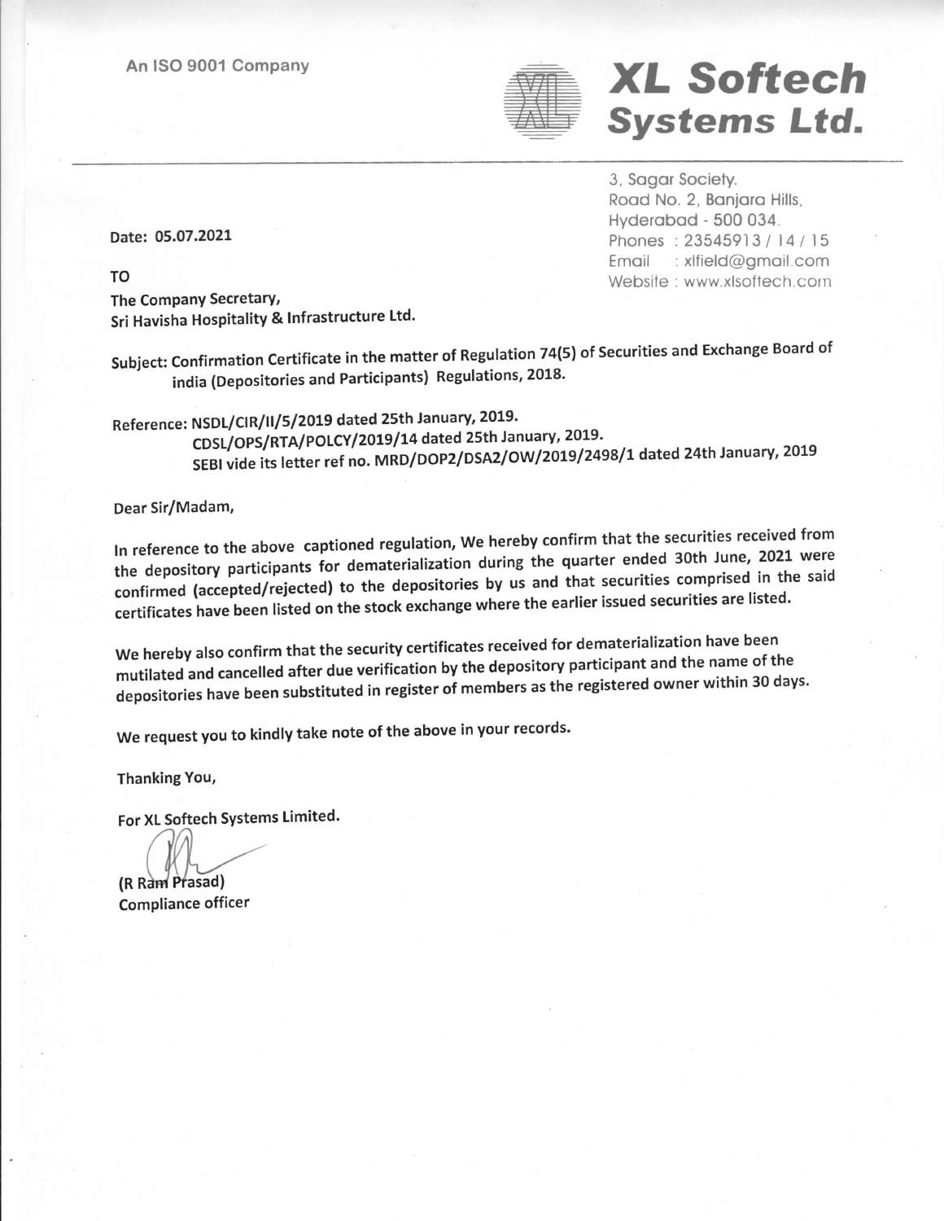An ISO 9001 Company

# XL Softech Systems Ltd.

3, Sagar Society.
Road No. 2, Banjara Hills,
Hyderabad - 500 034.
Phones : 23545913 / 14 / 15
Email : xlfield@gmail.com
Website : www.xlsoftech.com

Date: 05.07.2021

TO

The Company Secretary,
Sri Havisha Hospitality & Infrastructure Ltd.

Subject: Confirmation Certificate in the matter of Regulation 74(5) of Securities and Exchange Board of india (Depositories and Participants) Regulations, 2018.

Reference: NSDL/CIR/II/5/2019 dated 25th January, 2019.
CDSL/OPS/RTA/POLCY/2019/14 dated 25th January, 2019.
SEBI vide its letter ref no. MRD/DOP2/DSA2/OW/2019/2498/1 dated 24th January, 2019

Dear Sir/Madam,

In reference to the above captioned regulation, We hereby confirm that the securities received from the depository participants for dematerialization during the quarter ended 30th June, 2021 were confirmed (accepted/rejected) to the depositories by us and that securities comprised in the said certificates have been listed on the stock exchange where the earlier issued securities are listed.

We hereby also confirm that the security certificates received for dematerialization have been mutilated and cancelled after due verification by the depository participant and the name of the depositories have been substituted in register of members as the registered owner within 30 days.

We request you to kindly take note of the above in your records.

Thanking You,

For XL Softech Systems Limited.

(R Ram Prasad)
Compliance officer